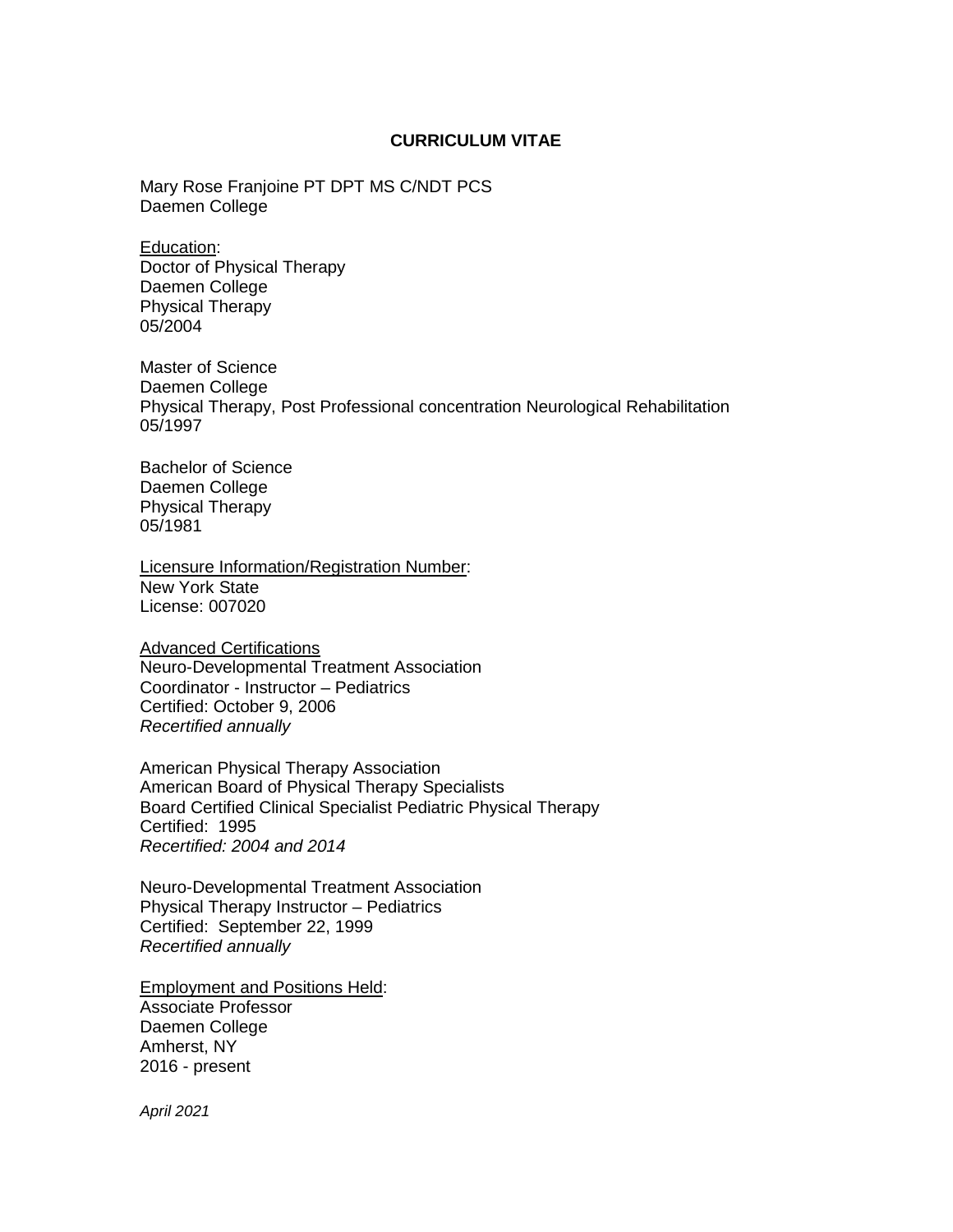# CURRICULUM VITAE

Mary Rose Franjoine PT DPT MS C/NDT PCS
Daemen College

Education:
Doctor of Physical Therapy
Daemen College
Physical Therapy
05/2004

Master of Science
Daemen College
Physical Therapy, Post Professional concentration Neurological Rehabilitation
05/1997

Bachelor of Science
Daemen College
Physical Therapy
05/1981

Licensure Information/Registration Number:
New York State
License: 007020

Advanced Certifications
Neuro-Developmental Treatment Association
Coordinator - Instructor – Pediatrics
Certified: October 9, 2006
*Recertified annually*

American Physical Therapy Association
American Board of Physical Therapy Specialists
Board Certified Clinical Specialist Pediatric Physical Therapy
Certified: 1995
*Recertified: 2004 and 2014*

Neuro-Developmental Treatment Association
Physical Therapy Instructor – Pediatrics
Certified: September 22, 1999
*Recertified annually*

Employment and Positions Held:
Associate Professor
Daemen College
Amherst, NY
2016 - present

*April 2021*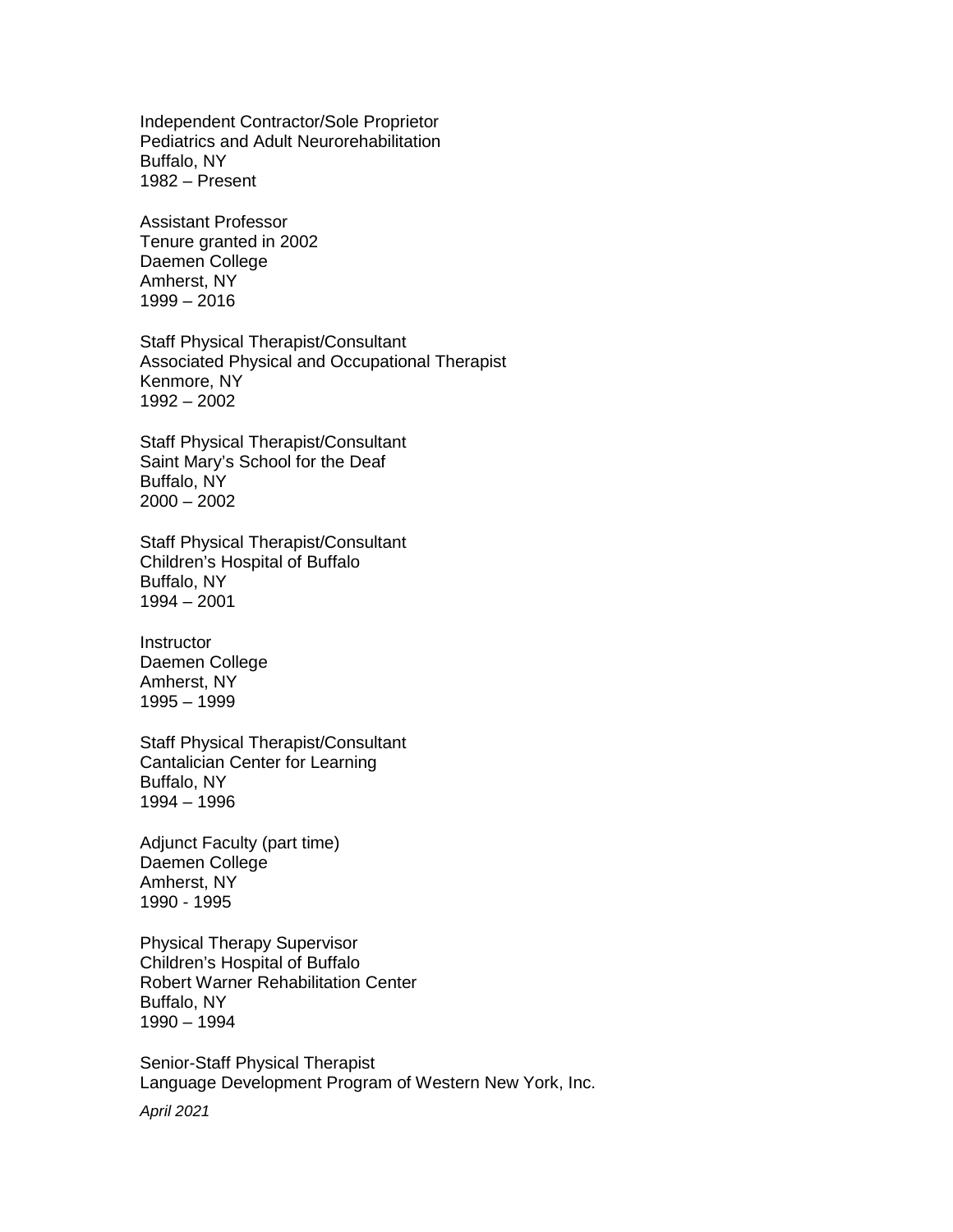Independent Contractor/Sole Proprietor
Pediatrics and Adult Neurorehabilitation
Buffalo, NY
1982 – Present

Assistant Professor
Tenure granted in 2002
Daemen College
Amherst, NY
1999 – 2016

Staff Physical Therapist/Consultant
Associated Physical and Occupational Therapist
Kenmore, NY
1992 – 2002

Staff Physical Therapist/Consultant
Saint Mary's School for the Deaf
Buffalo, NY
2000 – 2002

Staff Physical Therapist/Consultant
Children's Hospital of Buffalo
Buffalo, NY
1994 – 2001

Instructor
Daemen College
Amherst, NY
1995 – 1999

Staff Physical Therapist/Consultant
Cantalician Center for Learning
Buffalo, NY
1994 – 1996

Adjunct Faculty (part time)
Daemen College
Amherst, NY
1990 - 1995

Physical Therapy Supervisor
Children's Hospital of Buffalo
Robert Warner Rehabilitation Center
Buffalo, NY
1990 – 1994

Senior-Staff Physical Therapist
Language Development Program of Western New York, Inc.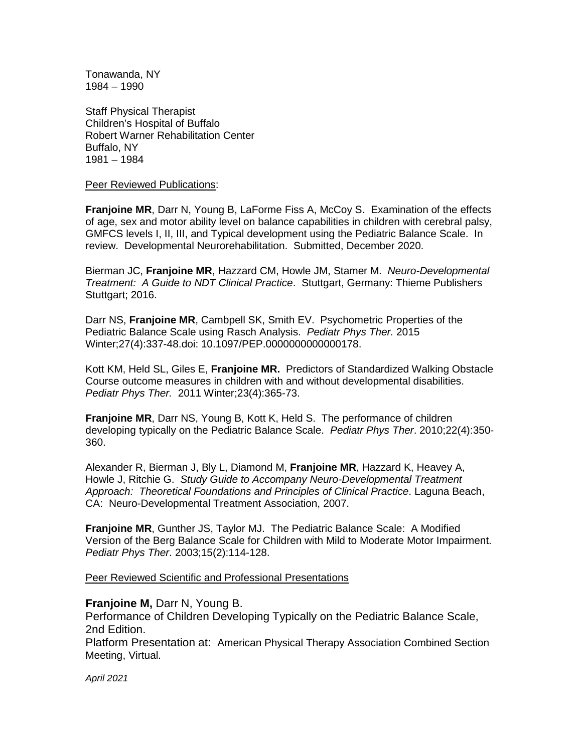Tonawanda, NY
1984 – 1990

Staff Physical Therapist
Children's Hospital of Buffalo
Robert Warner Rehabilitation Center
Buffalo, NY
1981 – 1984

Peer Reviewed Publications:

**Franjoine MR**, Darr N, Young B, LaForme Fiss A, McCoy S. Examination of the effects of age, sex and motor ability level on balance capabilities in children with cerebral palsy, GMFCS levels I, II, III, and Typical development using the Pediatric Balance Scale. In review. Developmental Neurorehabilitation. Submitted, December 2020.

Bierman JC, **Franjoine MR**, Hazzard CM, Howle JM, Stamer M. *Neuro-Developmental Treatment: A Guide to NDT Clinical Practice*. Stuttgart, Germany: Thieme Publishers Stuttgart; 2016.

Darr NS, **Franjoine MR**, Cambpell SK, Smith EV. Psychometric Properties of the Pediatric Balance Scale using Rasch Analysis. *Pediatr Phys Ther.* 2015 Winter;27(4):337-48.doi: 10.1097/PEP.0000000000000178.

Kott KM, Held SL, Giles E, **Franjoine MR.** Predictors of Standardized Walking Obstacle Course outcome measures in children with and without developmental disabilities. *Pediatr Phys Ther.* 2011 Winter;23(4):365-73.

**Franjoine MR**, Darr NS, Young B, Kott K, Held S. The performance of children developing typically on the Pediatric Balance Scale. *Pediatr Phys Ther*. 2010;22(4):350-360.

Alexander R, Bierman J, Bly L, Diamond M, **Franjoine MR**, Hazzard K, Heavey A, Howle J, Ritchie G. *Study Guide to Accompany Neuro-Developmental Treatment Approach: Theoretical Foundations and Principles of Clinical Practice*. Laguna Beach, CA: Neuro-Developmental Treatment Association, 2007.

**Franjoine MR**, Gunther JS, Taylor MJ. The Pediatric Balance Scale: A Modified Version of the Berg Balance Scale for Children with Mild to Moderate Motor Impairment. *Pediatr Phys Ther*. 2003;15(2):114-128.

Peer Reviewed Scientific and Professional Presentations

**Franjoine M,** Darr N, Young B.
Performance of Children Developing Typically on the Pediatric Balance Scale, 2nd Edition.
Platform Presentation at: American Physical Therapy Association Combined Section Meeting, Virtual.

*April 2021*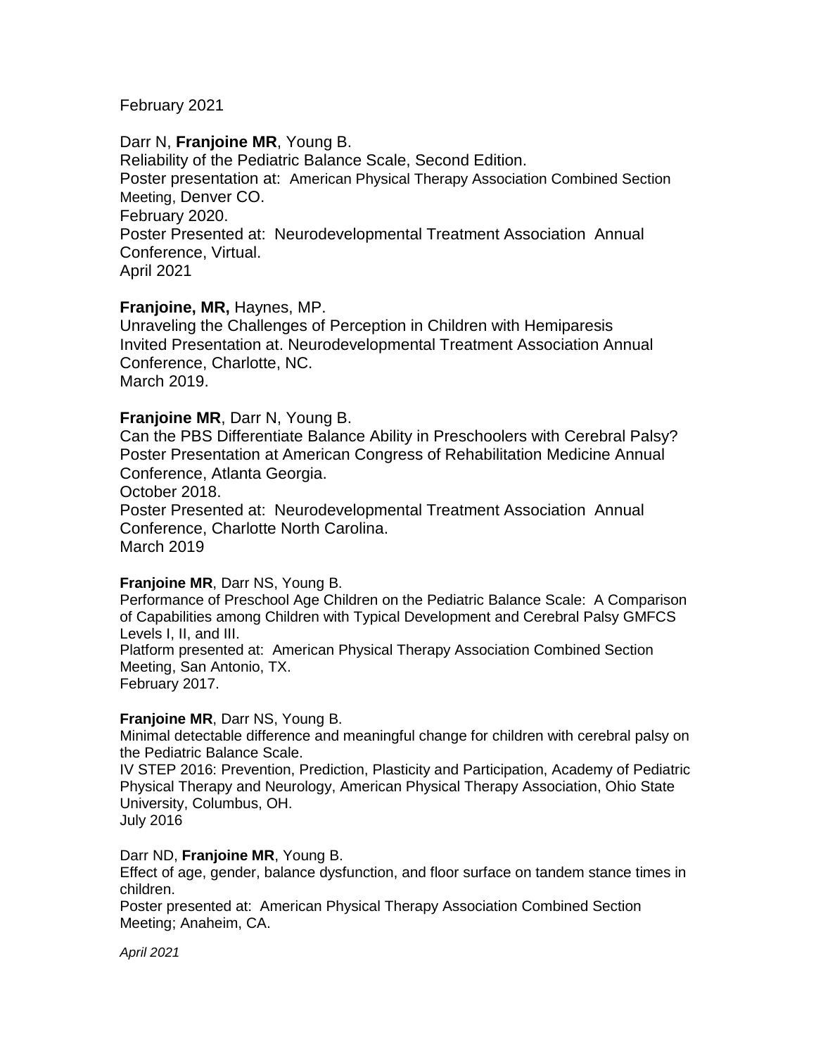February 2021

Darr N, **Franjoine MR**, Young B.
Reliability of the Pediatric Balance Scale, Second Edition.
Poster presentation at: American Physical Therapy Association Combined Section Meeting, Denver CO.
February 2020.
Poster Presented at: Neurodevelopmental Treatment Association Annual Conference, Virtual.
April 2021

**Franjoine, MR,** Haynes, MP.
Unraveling the Challenges of Perception in Children with Hemiparesis
Invited Presentation at. Neurodevelopmental Treatment Association Annual Conference, Charlotte, NC.
March 2019.

**Franjoine MR**, Darr N, Young B.
Can the PBS Differentiate Balance Ability in Preschoolers with Cerebral Palsy?
Poster Presentation at American Congress of Rehabilitation Medicine Annual Conference, Atlanta Georgia.
October 2018.
Poster Presented at: Neurodevelopmental Treatment Association Annual Conference, Charlotte North Carolina.
March 2019

**Franjoine MR**, Darr NS, Young B.
Performance of Preschool Age Children on the Pediatric Balance Scale: A Comparison of Capabilities among Children with Typical Development and Cerebral Palsy GMFCS Levels I, II, and III.
Platform presented at: American Physical Therapy Association Combined Section Meeting, San Antonio, TX.
February 2017.

**Franjoine MR**, Darr NS, Young B.
Minimal detectable difference and meaningful change for children with cerebral palsy on the Pediatric Balance Scale.
IV STEP 2016: Prevention, Prediction, Plasticity and Participation, Academy of Pediatric Physical Therapy and Neurology, American Physical Therapy Association, Ohio State University, Columbus, OH.
July 2016

Darr ND, **Franjoine MR**, Young B.
Effect of age, gender, balance dysfunction, and floor surface on tandem stance times in children.
Poster presented at: American Physical Therapy Association Combined Section Meeting; Anaheim, CA.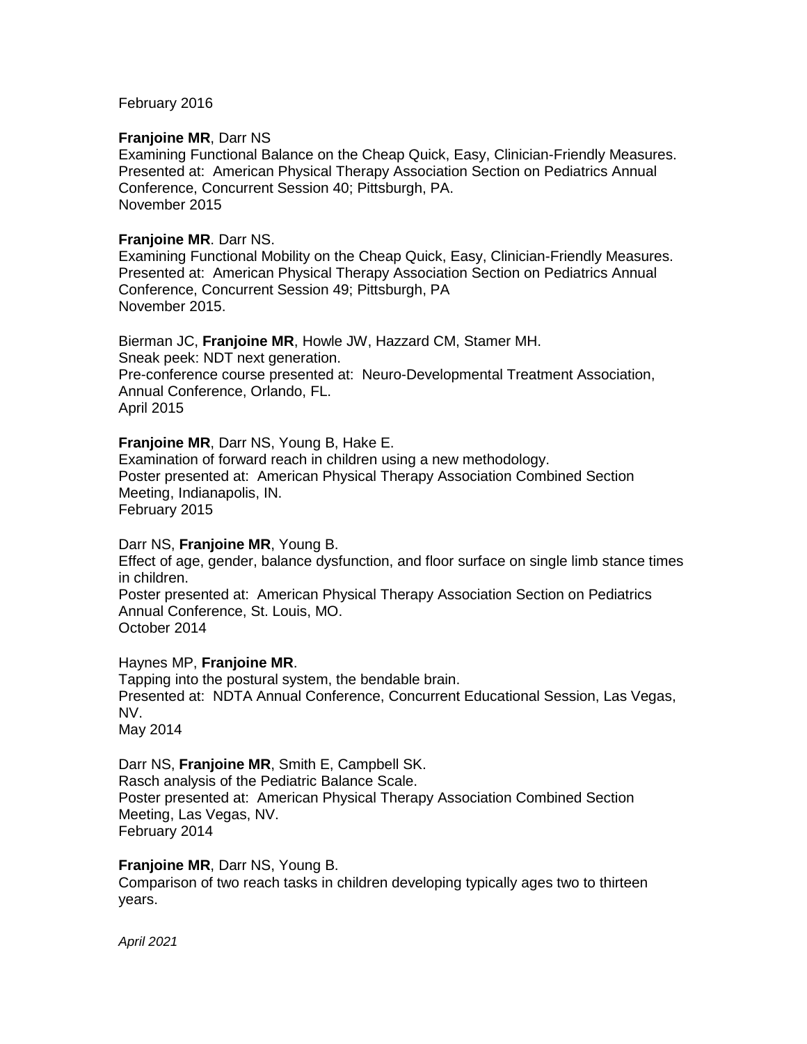February 2016

**Franjoine MR**, Darr NS
Examining Functional Balance on the Cheap Quick, Easy, Clinician-Friendly Measures.
Presented at: American Physical Therapy Association Section on Pediatrics Annual Conference, Concurrent Session 40; Pittsburgh, PA.
November 2015

**Franjoine MR**. Darr NS.
Examining Functional Mobility on the Cheap Quick, Easy, Clinician-Friendly Measures.
Presented at: American Physical Therapy Association Section on Pediatrics Annual Conference, Concurrent Session 49; Pittsburgh, PA
November 2015.

Bierman JC, **Franjoine MR**, Howle JW, Hazzard CM, Stamer MH.
Sneak peek: NDT next generation.
Pre-conference course presented at: Neuro-Developmental Treatment Association, Annual Conference, Orlando, FL.
April 2015

**Franjoine MR**, Darr NS, Young B, Hake E.
Examination of forward reach in children using a new methodology.
Poster presented at: American Physical Therapy Association Combined Section Meeting, Indianapolis, IN.
February 2015

Darr NS, **Franjoine MR**, Young B.
Effect of age, gender, balance dysfunction, and floor surface on single limb stance times in children.
Poster presented at: American Physical Therapy Association Section on Pediatrics Annual Conference, St. Louis, MO.
October 2014

Haynes MP, **Franjoine MR**.
Tapping into the postural system, the bendable brain.
Presented at: NDTA Annual Conference, Concurrent Educational Session, Las Vegas, NV.
May 2014

Darr NS, **Franjoine MR**, Smith E, Campbell SK.
Rasch analysis of the Pediatric Balance Scale.
Poster presented at: American Physical Therapy Association Combined Section Meeting, Las Vegas, NV.
February 2014

**Franjoine MR**, Darr NS, Young B.
Comparison of two reach tasks in children developing typically ages two to thirteen years.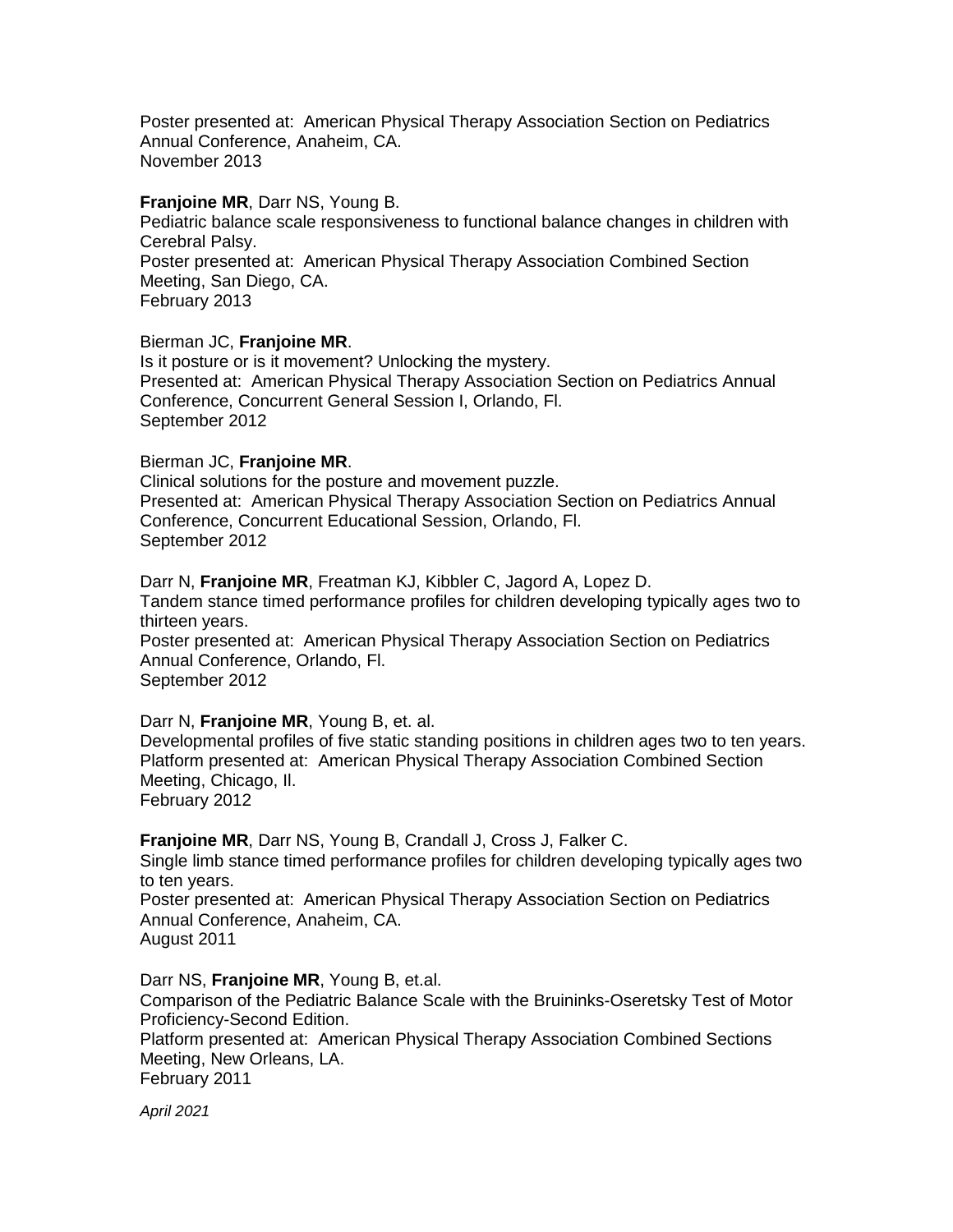Poster presented at: American Physical Therapy Association Section on Pediatrics Annual Conference, Anaheim, CA.
November 2013

**Franjoine MR**, Darr NS, Young B.
Pediatric balance scale responsiveness to functional balance changes in children with Cerebral Palsy.
Poster presented at: American Physical Therapy Association Combined Section Meeting, San Diego, CA.
February 2013

Bierman JC, **Franjoine MR**.
Is it posture or is it movement? Unlocking the mystery.
Presented at: American Physical Therapy Association Section on Pediatrics Annual Conference, Concurrent General Session I, Orlando, Fl.
September 2012

Bierman JC, **Franjoine MR**.
Clinical solutions for the posture and movement puzzle.
Presented at: American Physical Therapy Association Section on Pediatrics Annual Conference, Concurrent Educational Session, Orlando, Fl.
September 2012

Darr N, **Franjoine MR**, Freatman KJ, Kibbler C, Jagord A, Lopez D.
Tandem stance timed performance profiles for children developing typically ages two to thirteen years.
Poster presented at: American Physical Therapy Association Section on Pediatrics Annual Conference, Orlando, Fl.
September 2012

Darr N, **Franjoine MR**, Young B, et. al.
Developmental profiles of five static standing positions in children ages two to ten years.
Platform presented at: American Physical Therapy Association Combined Section Meeting, Chicago, Il.
February 2012

**Franjoine MR**, Darr NS, Young B, Crandall J, Cross J, Falker C.
Single limb stance timed performance profiles for children developing typically ages two to ten years.
Poster presented at: American Physical Therapy Association Section on Pediatrics Annual Conference, Anaheim, CA.
August 2011

Darr NS, **Franjoine MR**, Young B, et.al.
Comparison of the Pediatric Balance Scale with the Bruininks-Oseretsky Test of Motor Proficiency-Second Edition.
Platform presented at: American Physical Therapy Association Combined Sections Meeting, New Orleans, LA.
February 2011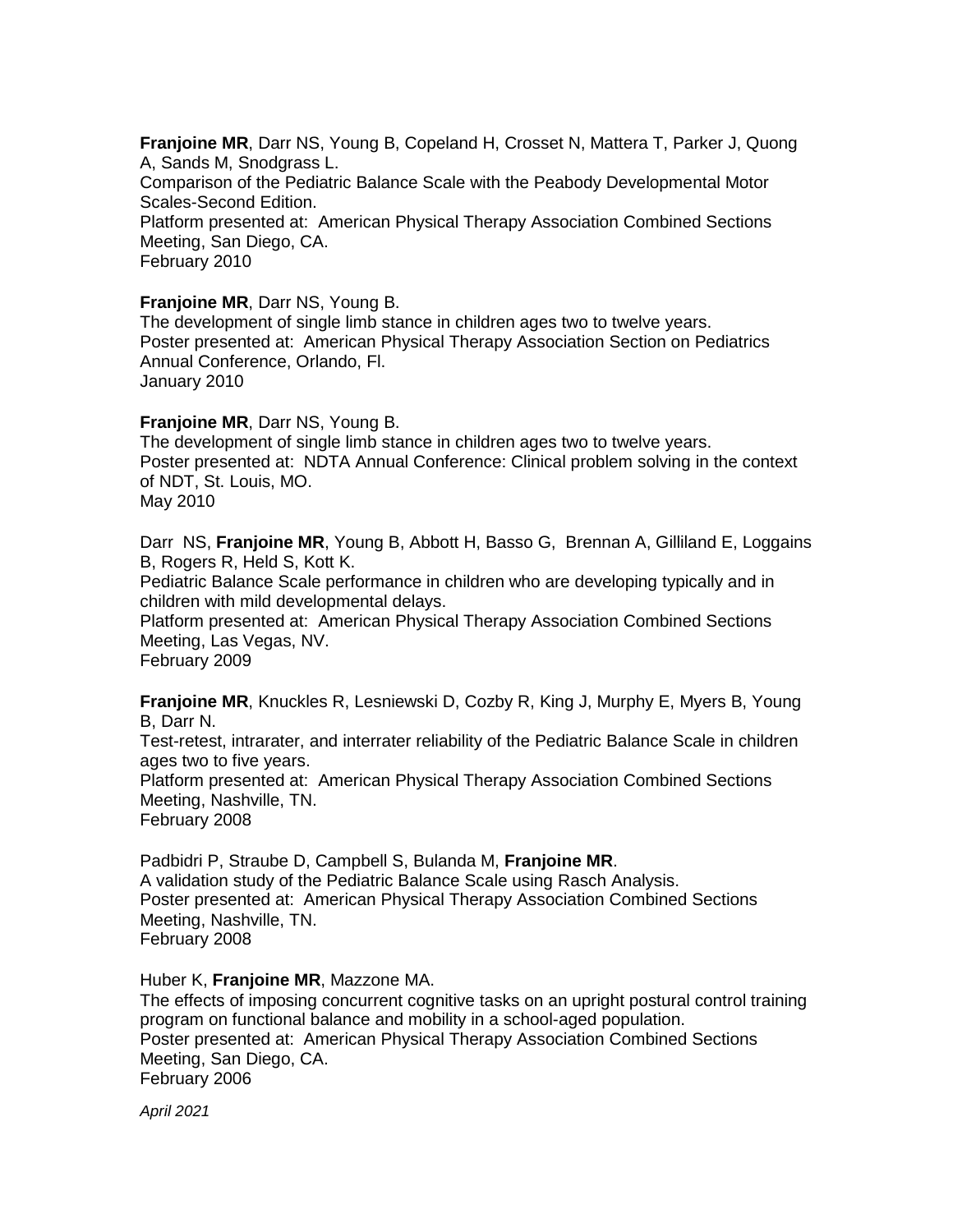**Franjoine MR**, Darr NS, Young B, Copeland H, Crosset N, Mattera T, Parker J, Quong A, Sands M, Snodgrass L.
Comparison of the Pediatric Balance Scale with the Peabody Developmental Motor Scales-Second Edition.
Platform presented at: American Physical Therapy Association Combined Sections Meeting, San Diego, CA.
February 2010

**Franjoine MR**, Darr NS, Young B.
The development of single limb stance in children ages two to twelve years.
Poster presented at: American Physical Therapy Association Section on Pediatrics Annual Conference, Orlando, Fl.
January 2010

**Franjoine MR**, Darr NS, Young B.
The development of single limb stance in children ages two to twelve years.
Poster presented at: NDTA Annual Conference: Clinical problem solving in the context of NDT, St. Louis, MO.
May 2010

Darr NS, **Franjoine MR**, Young B, Abbott H, Basso G, Brennan A, Gilliland E, Loggains B, Rogers R, Held S, Kott K.
Pediatric Balance Scale performance in children who are developing typically and in children with mild developmental delays.
Platform presented at: American Physical Therapy Association Combined Sections Meeting, Las Vegas, NV.
February 2009

**Franjoine MR**, Knuckles R, Lesniewski D, Cozby R, King J, Murphy E, Myers B, Young B, Darr N.
Test-retest, intrarater, and interrater reliability of the Pediatric Balance Scale in children ages two to five years.
Platform presented at: American Physical Therapy Association Combined Sections Meeting, Nashville, TN.
February 2008

Padbidri P, Straube D, Campbell S, Bulanda M, **Franjoine MR**.
A validation study of the Pediatric Balance Scale using Rasch Analysis.
Poster presented at: American Physical Therapy Association Combined Sections Meeting, Nashville, TN.
February 2008

Huber K, **Franjoine MR**, Mazzone MA.
The effects of imposing concurrent cognitive tasks on an upright postural control training program on functional balance and mobility in a school-aged population.
Poster presented at: American Physical Therapy Association Combined Sections Meeting, San Diego, CA.
February 2006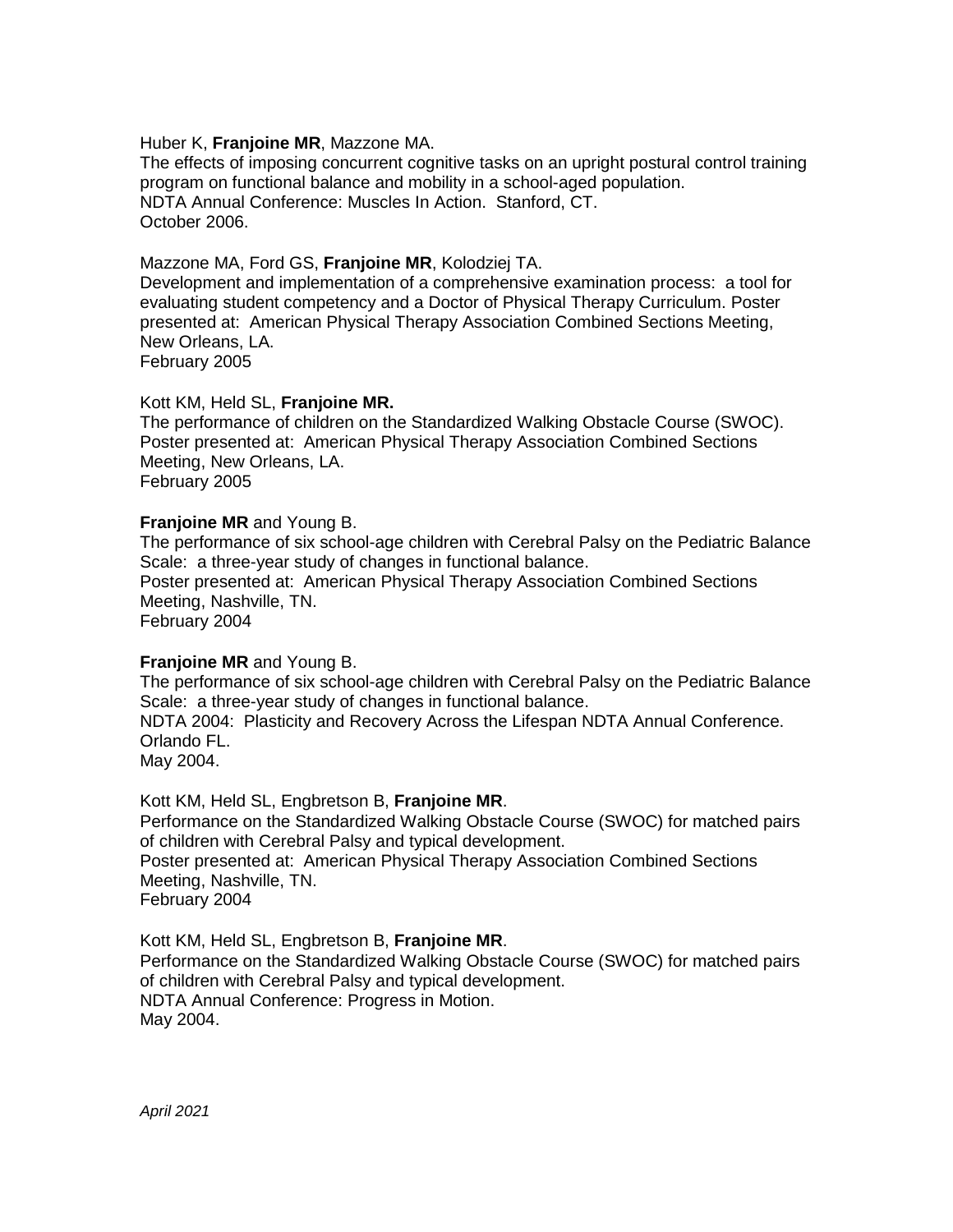Huber K, **Franjoine MR**, Mazzone MA.
The effects of imposing concurrent cognitive tasks on an upright postural control training program on functional balance and mobility in a school-aged population.
NDTA Annual Conference: Muscles In Action. Stanford, CT.
October 2006.

Mazzone MA, Ford GS, **Franjoine MR**, Kolodziej TA.
Development and implementation of a comprehensive examination process: a tool for evaluating student competency and a Doctor of Physical Therapy Curriculum. Poster presented at: American Physical Therapy Association Combined Sections Meeting, New Orleans, LA.
February 2005

Kott KM, Held SL, **Franjoine MR.**
The performance of children on the Standardized Walking Obstacle Course (SWOC). Poster presented at: American Physical Therapy Association Combined Sections Meeting, New Orleans, LA.
February 2005

**Franjoine MR** and Young B.
The performance of six school-age children with Cerebral Palsy on the Pediatric Balance Scale: a three-year study of changes in functional balance.
Poster presented at: American Physical Therapy Association Combined Sections Meeting, Nashville, TN.
February 2004

**Franjoine MR** and Young B.
The performance of six school-age children with Cerebral Palsy on the Pediatric Balance Scale: a three-year study of changes in functional balance.
NDTA 2004: Plasticity and Recovery Across the Lifespan NDTA Annual Conference. Orlando FL.
May 2004.

Kott KM, Held SL, Engbretson B, **Franjoine MR**.
Performance on the Standardized Walking Obstacle Course (SWOC) for matched pairs of children with Cerebral Palsy and typical development.
Poster presented at: American Physical Therapy Association Combined Sections Meeting, Nashville, TN.
February 2004

Kott KM, Held SL, Engbretson B, **Franjoine MR**.
Performance on the Standardized Walking Obstacle Course (SWOC) for matched pairs of children with Cerebral Palsy and typical development.
NDTA Annual Conference: Progress in Motion.
May 2004.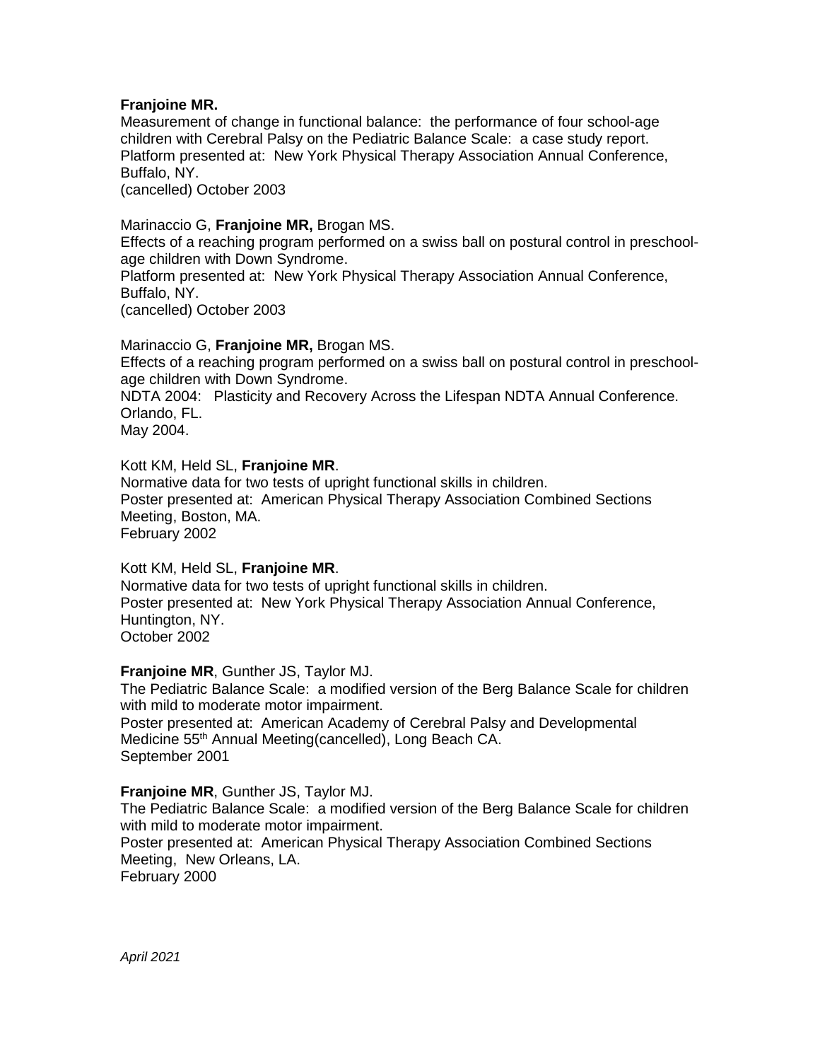**Franjoine MR.**
Measurement of change in functional balance: the performance of four school-age children with Cerebral Palsy on the Pediatric Balance Scale: a case study report.
Platform presented at: New York Physical Therapy Association Annual Conference, Buffalo, NY.
(cancelled) October 2003

Marinaccio G, **Franjoine MR,** Brogan MS.
Effects of a reaching program performed on a swiss ball on postural control in preschool-age children with Down Syndrome.
Platform presented at: New York Physical Therapy Association Annual Conference, Buffalo, NY.
(cancelled) October 2003

Marinaccio G, **Franjoine MR,** Brogan MS.
Effects of a reaching program performed on a swiss ball on postural control in preschool-age children with Down Syndrome.
NDTA 2004: Plasticity and Recovery Across the Lifespan NDTA Annual Conference. Orlando, FL.
May 2004.

Kott KM, Held SL, **Franjoine MR**.
Normative data for two tests of upright functional skills in children.
Poster presented at: American Physical Therapy Association Combined Sections Meeting, Boston, MA.
February 2002

Kott KM, Held SL, **Franjoine MR**.
Normative data for two tests of upright functional skills in children.
Poster presented at: New York Physical Therapy Association Annual Conference, Huntington, NY.
October 2002

**Franjoine MR**, Gunther JS, Taylor MJ.
The Pediatric Balance Scale: a modified version of the Berg Balance Scale for children with mild to moderate motor impairment.
Poster presented at: American Academy of Cerebral Palsy and Developmental Medicine 55th Annual Meeting(cancelled), Long Beach CA.
September 2001

**Franjoine MR**, Gunther JS, Taylor MJ.
The Pediatric Balance Scale: a modified version of the Berg Balance Scale for children with mild to moderate motor impairment.
Poster presented at: American Physical Therapy Association Combined Sections Meeting, New Orleans, LA.
February 2000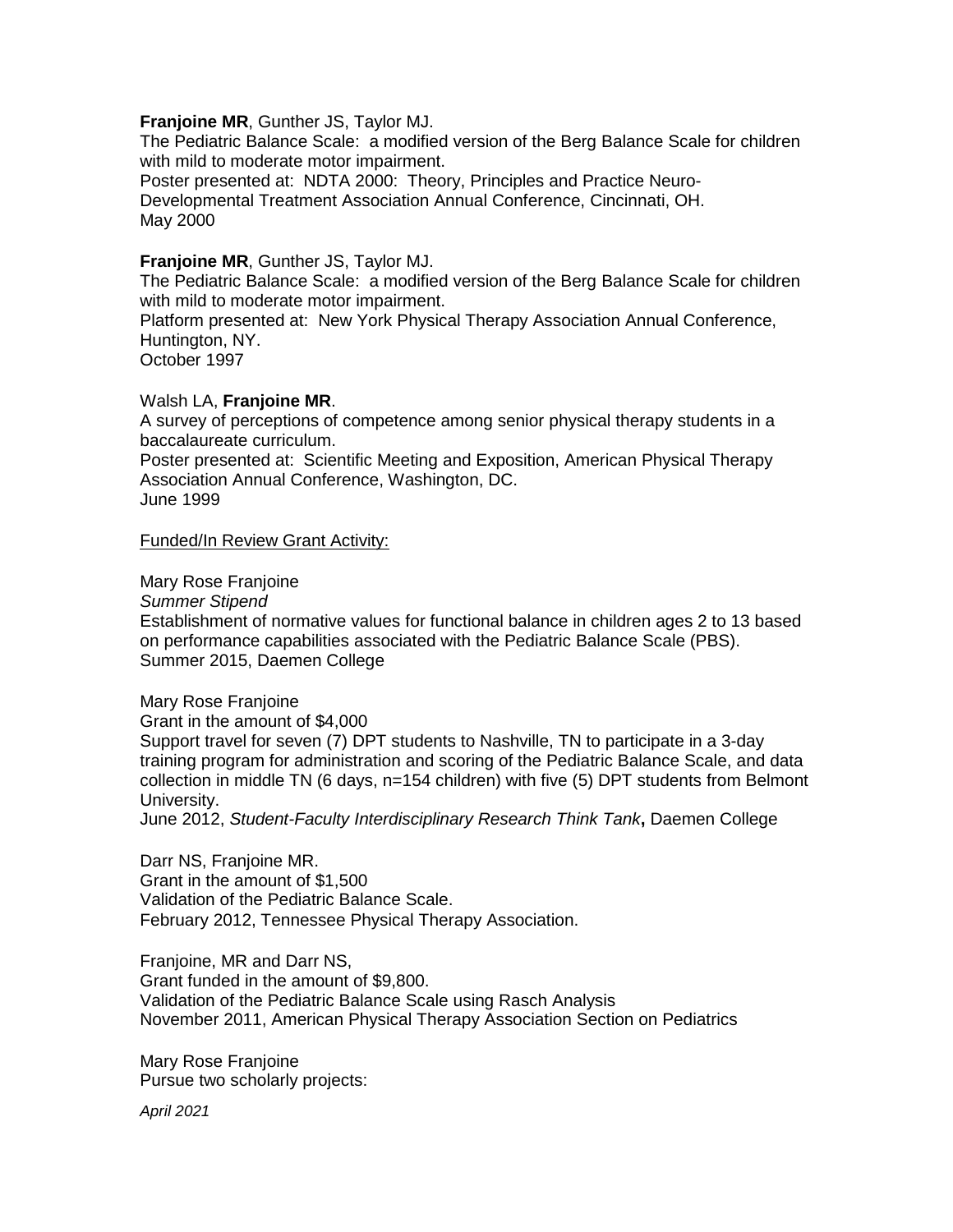**Franjoine MR**, Gunther JS, Taylor MJ.
The Pediatric Balance Scale: a modified version of the Berg Balance Scale for children with mild to moderate motor impairment.
Poster presented at: NDTA 2000: Theory, Principles and Practice Neuro-Developmental Treatment Association Annual Conference, Cincinnati, OH.
May 2000

**Franjoine MR**, Gunther JS, Taylor MJ.
The Pediatric Balance Scale: a modified version of the Berg Balance Scale for children with mild to moderate motor impairment.
Platform presented at: New York Physical Therapy Association Annual Conference, Huntington, NY.
October 1997

Walsh LA, **Franjoine MR**.
A survey of perceptions of competence among senior physical therapy students in a baccalaureate curriculum.
Poster presented at: Scientific Meeting and Exposition, American Physical Therapy Association Annual Conference, Washington, DC.
June 1999

<u>Funded/In Review Grant Activity:</u>

Mary Rose Franjoine
*Summer Stipend*
Establishment of normative values for functional balance in children ages 2 to 13 based on performance capabilities associated with the Pediatric Balance Scale (PBS).
Summer 2015, Daemen College

Mary Rose Franjoine
Grant in the amount of $4,000
Support travel for seven (7) DPT students to Nashville, TN to participate in a 3-day training program for administration and scoring of the Pediatric Balance Scale, and data collection in middle TN (6 days, n=154 children) with five (5) DPT students from Belmont University.
June 2012, *Student-Faculty Interdisciplinary Research Think Tank***,** Daemen College

Darr NS, Franjoine MR.
Grant in the amount of $1,500
Validation of the Pediatric Balance Scale.
February 2012, Tennessee Physical Therapy Association.

Franjoine, MR and Darr NS,
Grant funded in the amount of $9,800.
Validation of the Pediatric Balance Scale using Rasch Analysis
November 2011, American Physical Therapy Association Section on Pediatrics

Mary Rose Franjoine
Pursue two scholarly projects: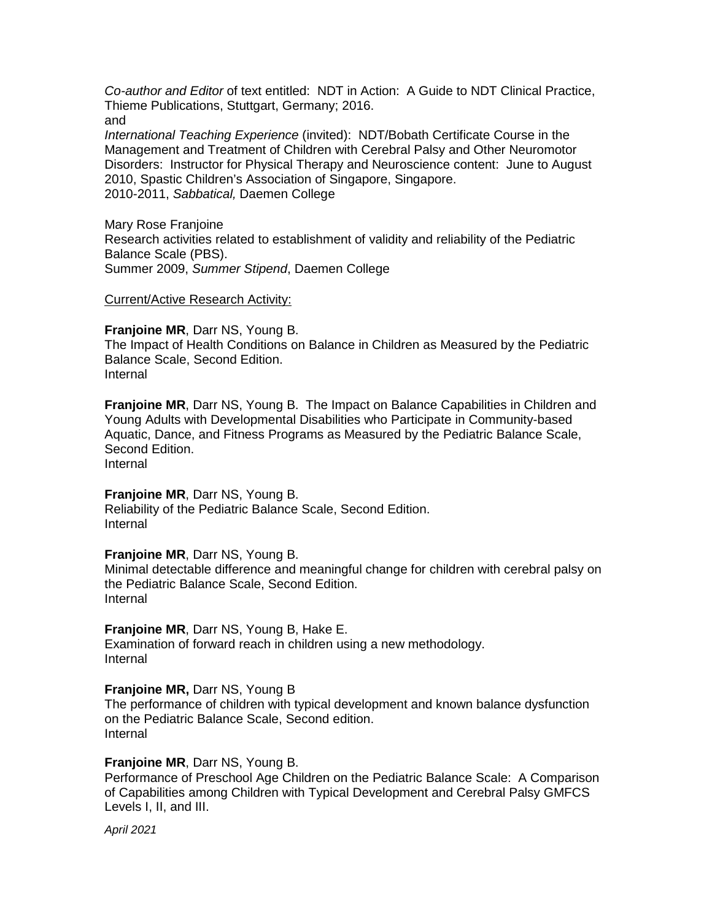*Co-author and Editor* of text entitled: NDT in Action: A Guide to NDT Clinical Practice, Thieme Publications, Stuttgart, Germany; 2016.
and
*International Teaching Experience* (invited): NDT/Bobath Certificate Course in the Management and Treatment of Children with Cerebral Palsy and Other Neuromotor Disorders: Instructor for Physical Therapy and Neuroscience content: June to August 2010, Spastic Children's Association of Singapore, Singapore.
2010-2011, *Sabbatical,* Daemen College

Mary Rose Franjoine
Research activities related to establishment of validity and reliability of the Pediatric Balance Scale (PBS).
Summer 2009, *Summer Stipend*, Daemen College

<u>Current/Active Research Activity:</u>

**Franjoine MR**, Darr NS, Young B.
The Impact of Health Conditions on Balance in Children as Measured by the Pediatric Balance Scale, Second Edition.
Internal

**Franjoine MR**, Darr NS, Young B. The Impact on Balance Capabilities in Children and Young Adults with Developmental Disabilities who Participate in Community-based Aquatic, Dance, and Fitness Programs as Measured by the Pediatric Balance Scale, Second Edition.
Internal

**Franjoine MR**, Darr NS, Young B.
Reliability of the Pediatric Balance Scale, Second Edition.
Internal

**Franjoine MR**, Darr NS, Young B.
Minimal detectable difference and meaningful change for children with cerebral palsy on the Pediatric Balance Scale, Second Edition.
Internal

**Franjoine MR**, Darr NS, Young B, Hake E.
Examination of forward reach in children using a new methodology.
Internal

**Franjoine MR,** Darr NS, Young B
The performance of children with typical development and known balance dysfunction on the Pediatric Balance Scale, Second edition.
Internal

**Franjoine MR**, Darr NS, Young B.
Performance of Preschool Age Children on the Pediatric Balance Scale: A Comparison of Capabilities among Children with Typical Development and Cerebral Palsy GMFCS Levels I, II, and III.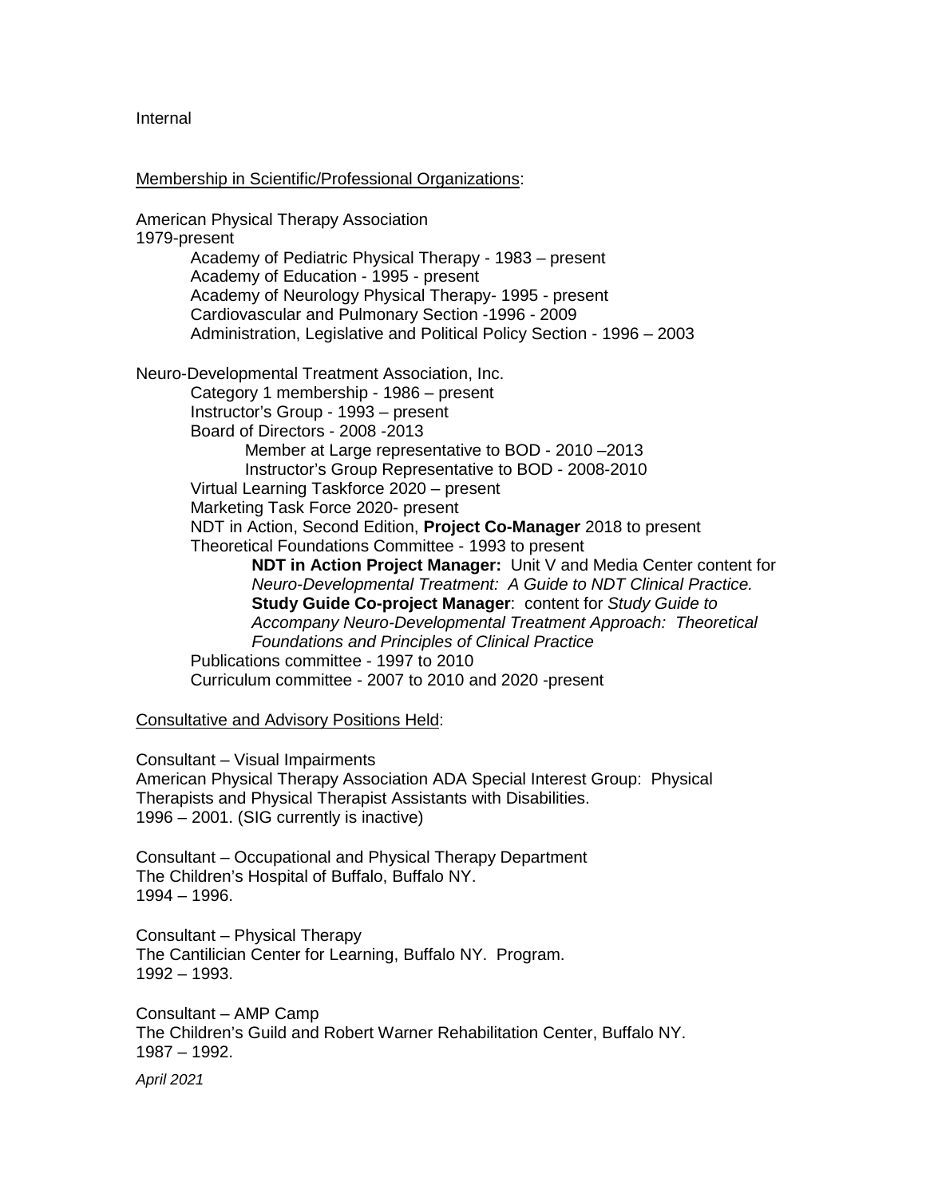Internal

Membership in Scientific/Professional Organizations:

American Physical Therapy Association
1979-present

- Academy of Pediatric Physical Therapy - 1983 – present
- Academy of Education - 1995 - present
- Academy of Neurology Physical Therapy- 1995 - present
- Cardiovascular and Pulmonary Section -1996 - 2009
- Administration, Legislative and Political Policy Section - 1996 – 2003

Neuro-Developmental Treatment Association, Inc.

- Category 1 membership - 1986 – present
- Instructor's Group - 1993 – present
- Board of Directors - 2008 -2013
  - Member at Large representative to BOD - 2010 –2013
  - Instructor's Group Representative to BOD - 2008-2010
- Virtual Learning Taskforce 2020 – present
- Marketing Task Force 2020- present
- NDT in Action, Second Edition, **Project Co-Manager** 2018 to present
- Theoretical Foundations Committee - 1993 to present
  - **NDT in Action Project Manager:** Unit V and Media Center content for *Neuro-Developmental Treatment: A Guide to NDT Clinical Practice.*
  - **Study Guide Co-project Manager**: content for *Study Guide to Accompany Neuro-Developmental Treatment Approach: Theoretical Foundations and Principles of Clinical Practice*
- Publications committee - 1997 to 2010
- Curriculum committee - 2007 to 2010 and 2020 -present

Consultative and Advisory Positions Held:

Consultant – Visual Impairments
American Physical Therapy Association ADA Special Interest Group: Physical Therapists and Physical Therapist Assistants with Disabilities.
1996 – 2001. (SIG currently is inactive)

Consultant – Occupational and Physical Therapy Department
The Children's Hospital of Buffalo, Buffalo NY.
1994 – 1996.

Consultant – Physical Therapy
The Cantilician Center for Learning, Buffalo NY. Program.
1992 – 1993.

Consultant – AMP Camp
The Children's Guild and Robert Warner Rehabilitation Center, Buffalo NY.
1987 – 1992.

*April 2021*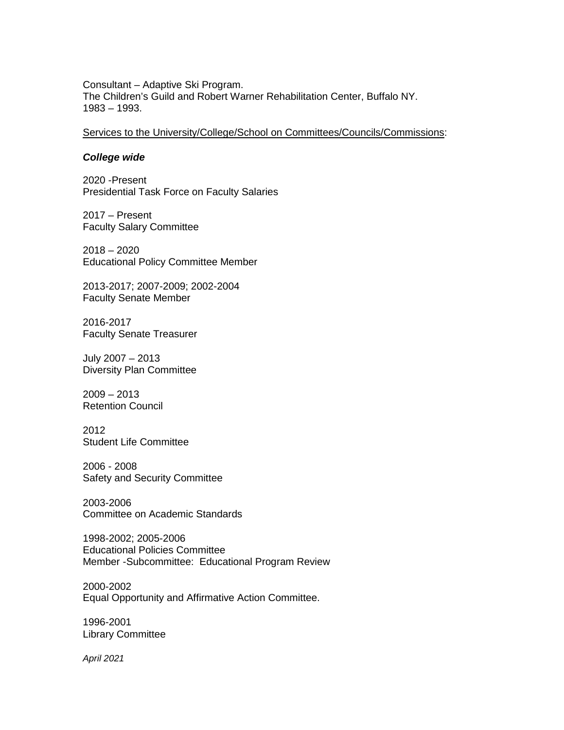Consultant – Adaptive Ski Program.
The Children's Guild and Robert Warner Rehabilitation Center, Buffalo NY.
1983 – 1993.

<u>Services to the University/College/School on Committees/Councils/Commissions</u>:

***College wide***

2020 -Present
Presidential Task Force on Faculty Salaries

2017 – Present
Faculty Salary Committee

2018 – 2020
Educational Policy Committee Member

2013-2017; 2007-2009; 2002-2004
Faculty Senate Member

2016-2017
Faculty Senate Treasurer

July 2007 – 2013
Diversity Plan Committee

2009 – 2013
Retention Council

2012
Student Life Committee

2006 - 2008
Safety and Security Committee

2003-2006
Committee on Academic Standards

1998-2002; 2005-2006
Educational Policies Committee
Member -Subcommittee: Educational Program Review

2000-2002
Equal Opportunity and Affirmative Action Committee.

1996-2001
Library Committee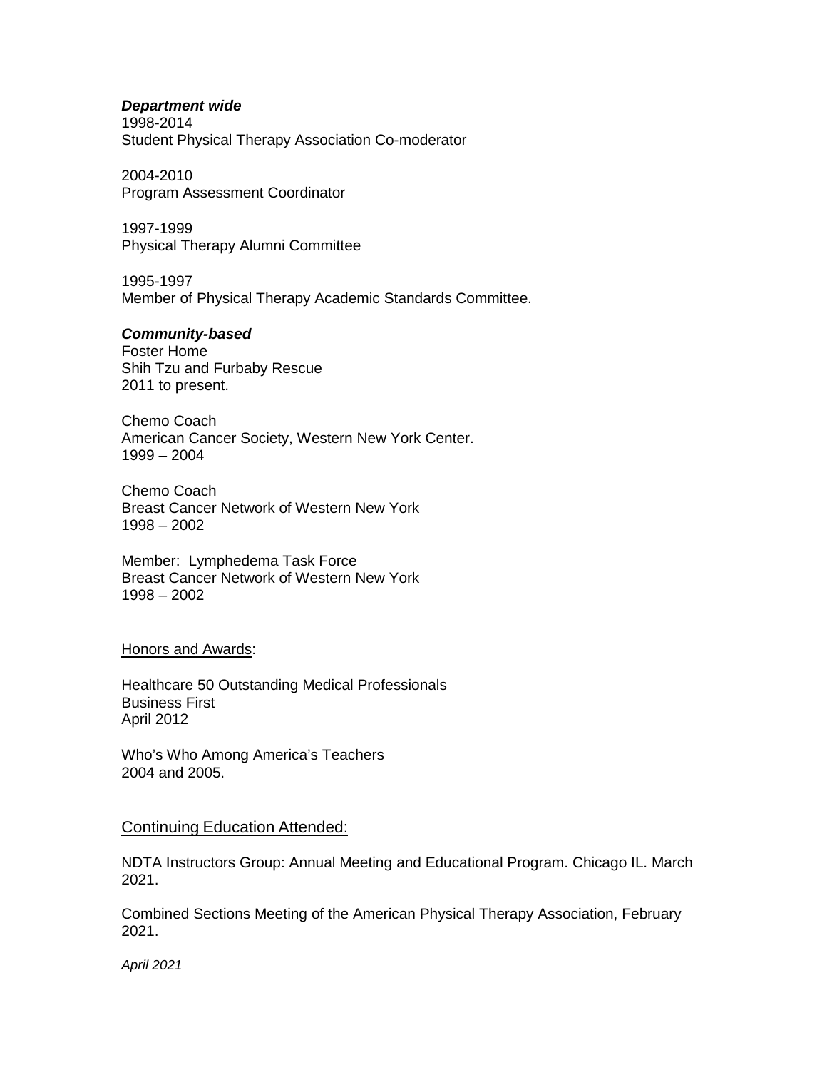***Department wide***
1998-2014
Student Physical Therapy Association Co-moderator

2004-2010
Program Assessment Coordinator

1997-1999
Physical Therapy Alumni Committee

1995-1997
Member of Physical Therapy Academic Standards Committee.

***Community-based***
Foster Home
Shih Tzu and Furbaby Rescue
2011 to present.

Chemo Coach
American Cancer Society, Western New York Center.
1999 – 2004

Chemo Coach
Breast Cancer Network of Western New York
1998 – 2002

Member: Lymphedema Task Force
Breast Cancer Network of Western New York
1998 – 2002

<u>Honors and Awards</u>:

Healthcare 50 Outstanding Medical Professionals
Business First
April 2012

Who's Who Among America's Teachers
2004 and 2005.

## <u>Continuing Education Attended:</u>

NDTA Instructors Group: Annual Meeting and Educational Program. Chicago IL. March 2021.

Combined Sections Meeting of the American Physical Therapy Association, February 2021.

*April 2021*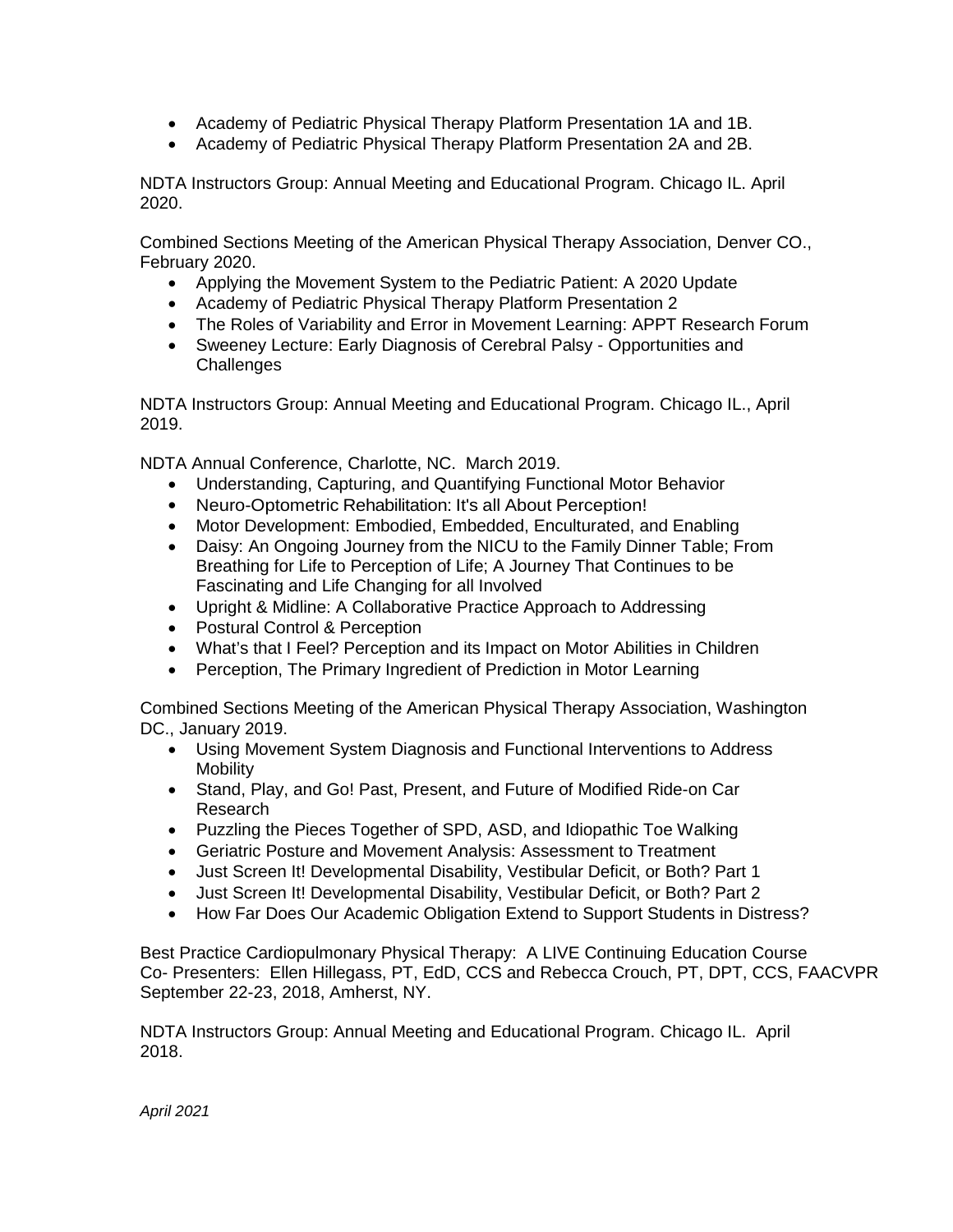- Academy of Pediatric Physical Therapy Platform Presentation 1A and 1B.
- Academy of Pediatric Physical Therapy Platform Presentation 2A and 2B.

NDTA Instructors Group: Annual Meeting and Educational Program. Chicago IL. April 2020.

Combined Sections Meeting of the American Physical Therapy Association, Denver CO., February 2020.

- Applying the Movement System to the Pediatric Patient: A 2020 Update
- Academy of Pediatric Physical Therapy Platform Presentation 2
- The Roles of Variability and Error in Movement Learning: APPT Research Forum
- Sweeney Lecture: Early Diagnosis of Cerebral Palsy - Opportunities and Challenges

NDTA Instructors Group: Annual Meeting and Educational Program. Chicago IL., April 2019.

NDTA Annual Conference, Charlotte, NC. March 2019.

- Understanding, Capturing, and Quantifying Functional Motor Behavior
- Neuro-Optometric Rehabilitation: It's all About Perception!
- Motor Development: Embodied, Embedded, Enculturated, and Enabling
- Daisy: An Ongoing Journey from the NICU to the Family Dinner Table; From Breathing for Life to Perception of Life; A Journey That Continues to be Fascinating and Life Changing for all Involved
- Upright & Midline: A Collaborative Practice Approach to Addressing
- Postural Control & Perception
- What's that I Feel? Perception and its Impact on Motor Abilities in Children
- Perception, The Primary Ingredient of Prediction in Motor Learning

Combined Sections Meeting of the American Physical Therapy Association, Washington DC., January 2019.

- Using Movement System Diagnosis and Functional Interventions to Address Mobility
- Stand, Play, and Go! Past, Present, and Future of Modified Ride-on Car Research
- Puzzling the Pieces Together of SPD, ASD, and Idiopathic Toe Walking
- Geriatric Posture and Movement Analysis: Assessment to Treatment
- Just Screen It! Developmental Disability, Vestibular Deficit, or Both? Part 1
- Just Screen It! Developmental Disability, Vestibular Deficit, or Both? Part 2
- How Far Does Our Academic Obligation Extend to Support Students in Distress?

Best Practice Cardiopulmonary Physical Therapy: A LIVE Continuing Education Course
Co- Presenters: Ellen Hillegass, PT, EdD, CCS and Rebecca Crouch, PT, DPT, CCS, FAACVPR
September 22-23, 2018, Amherst, NY.

NDTA Instructors Group: Annual Meeting and Educational Program. Chicago IL. April 2018.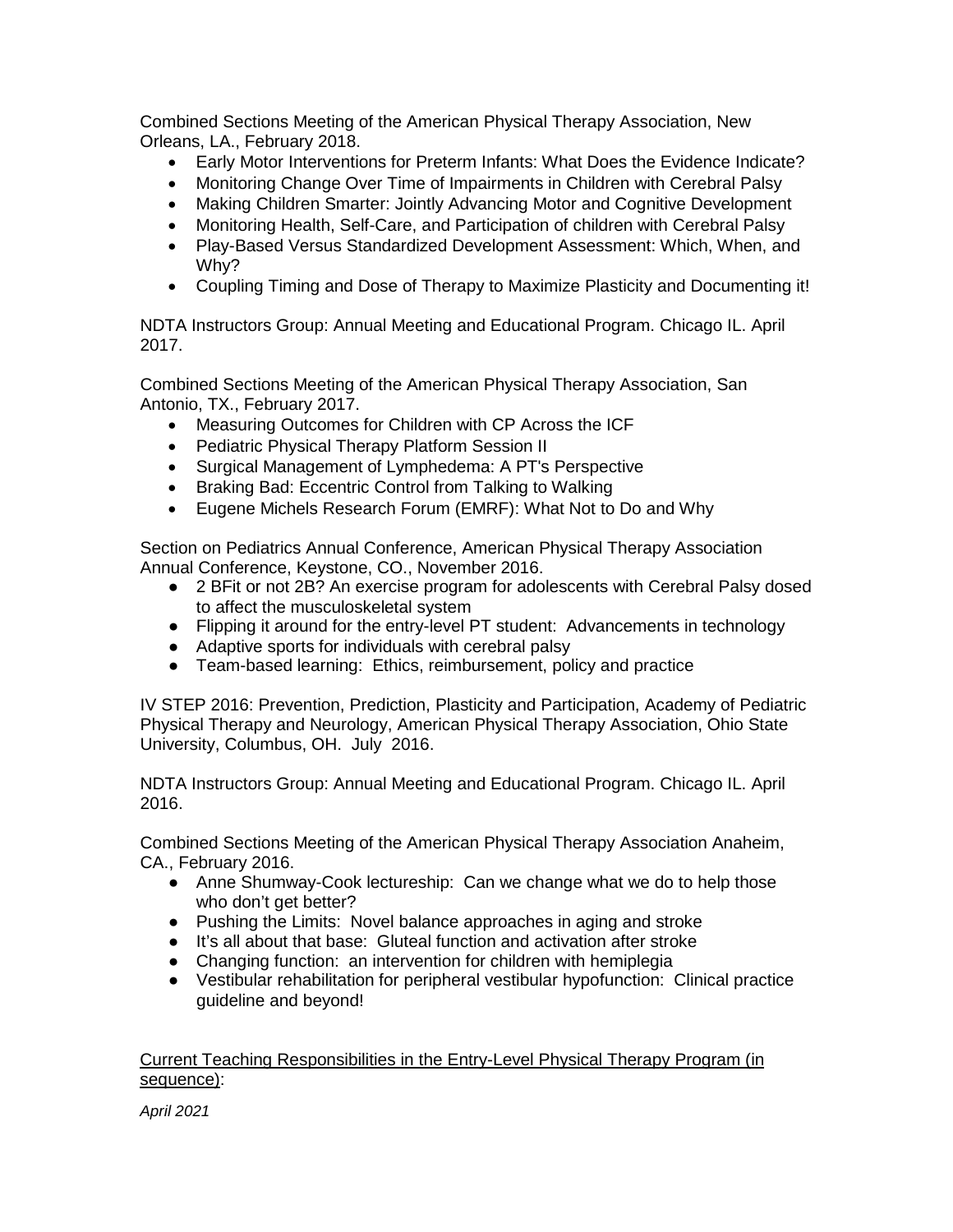Combined Sections Meeting of the American Physical Therapy Association, New Orleans, LA., February 2018.

- Early Motor Interventions for Preterm Infants: What Does the Evidence Indicate?
- Monitoring Change Over Time of Impairments in Children with Cerebral Palsy
- Making Children Smarter: Jointly Advancing Motor and Cognitive Development
- Monitoring Health, Self-Care, and Participation of children with Cerebral Palsy
- Play-Based Versus Standardized Development Assessment: Which, When, and Why?
- Coupling Timing and Dose of Therapy to Maximize Plasticity and Documenting it!

NDTA Instructors Group: Annual Meeting and Educational Program. Chicago IL. April 2017.

Combined Sections Meeting of the American Physical Therapy Association, San Antonio, TX., February 2017.

- Measuring Outcomes for Children with CP Across the ICF
- Pediatric Physical Therapy Platform Session II
- Surgical Management of Lymphedema: A PT's Perspective
- Braking Bad: Eccentric Control from Talking to Walking
- Eugene Michels Research Forum (EMRF): What Not to Do and Why

Section on Pediatrics Annual Conference, American Physical Therapy Association Annual Conference, Keystone, CO., November 2016.

- 2 BFit or not 2B? An exercise program for adolescents with Cerebral Palsy dosed to affect the musculoskeletal system
- Flipping it around for the entry-level PT student: Advancements in technology
- Adaptive sports for individuals with cerebral palsy
- Team-based learning: Ethics, reimbursement, policy and practice

IV STEP 2016: Prevention, Prediction, Plasticity and Participation, Academy of Pediatric Physical Therapy and Neurology, American Physical Therapy Association, Ohio State University, Columbus, OH. July 2016.

NDTA Instructors Group: Annual Meeting and Educational Program. Chicago IL. April 2016.

Combined Sections Meeting of the American Physical Therapy Association Anaheim, CA., February 2016.

- Anne Shumway-Cook lectureship: Can we change what we do to help those who don't get better?
- Pushing the Limits: Novel balance approaches in aging and stroke
- It's all about that base: Gluteal function and activation after stroke
- Changing function: an intervention for children with hemiplegia
- Vestibular rehabilitation for peripheral vestibular hypofunction: Clinical practice guideline and beyond!

<u>Current Teaching Responsibilities in the Entry-Level Physical Therapy Program (in sequence)</u>: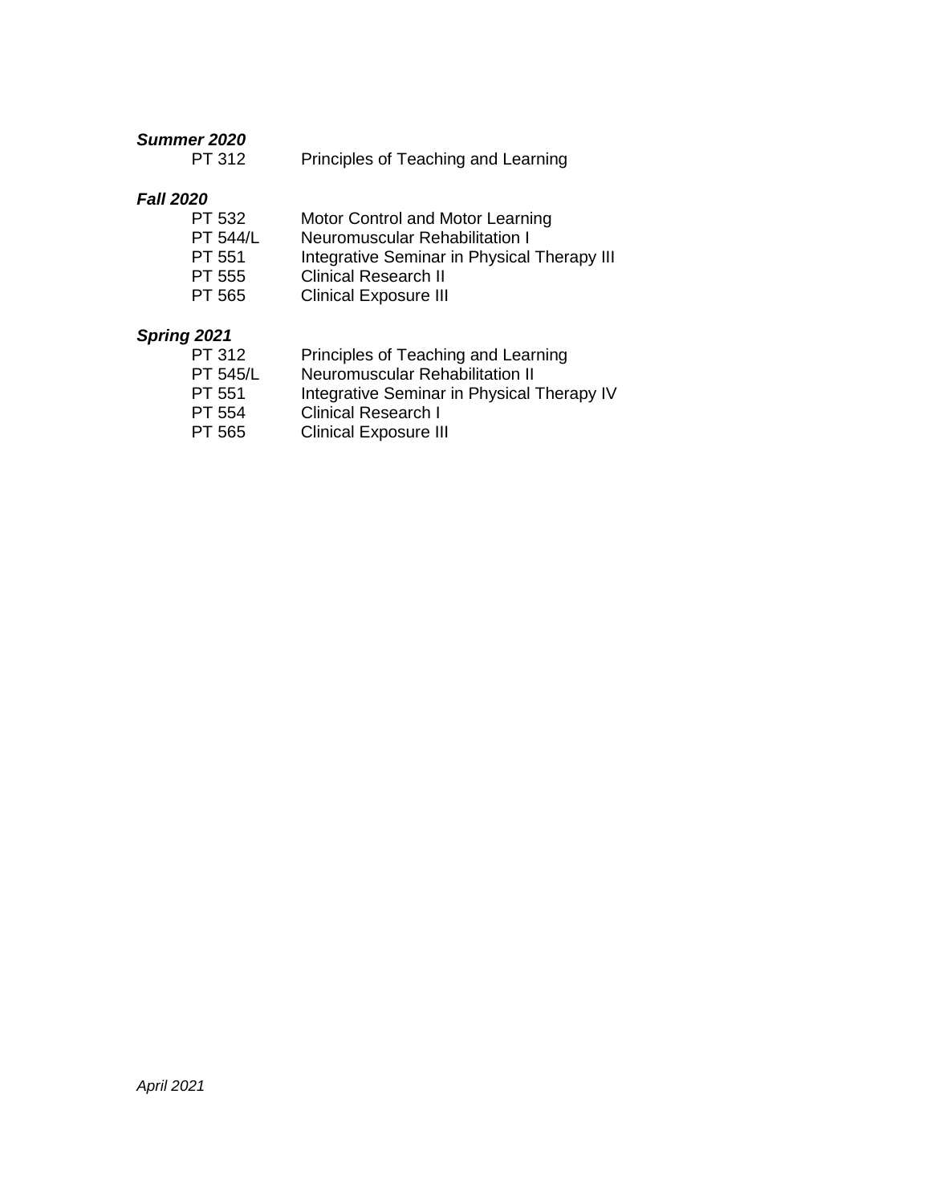***Summer 2020***

| | |
|---|---|
| PT 312 | Principles of Teaching and Learning |

***Fall 2020***

| | |
|---|---|
| PT 532 | Motor Control and Motor Learning |
| PT 544/L | Neuromuscular Rehabilitation I |
| PT 551 | Integrative Seminar in Physical Therapy III |
| PT 555 | Clinical Research II |
| PT 565 | Clinical Exposure III |

***Spring 2021***

| | |
|---|---|
| PT 312 | Principles of Teaching and Learning |
| PT 545/L | Neuromuscular Rehabilitation II |
| PT 551 | Integrative Seminar in Physical Therapy IV |
| PT 554 | Clinical Research I |
| PT 565 | Clinical Exposure III |

*April 2021*